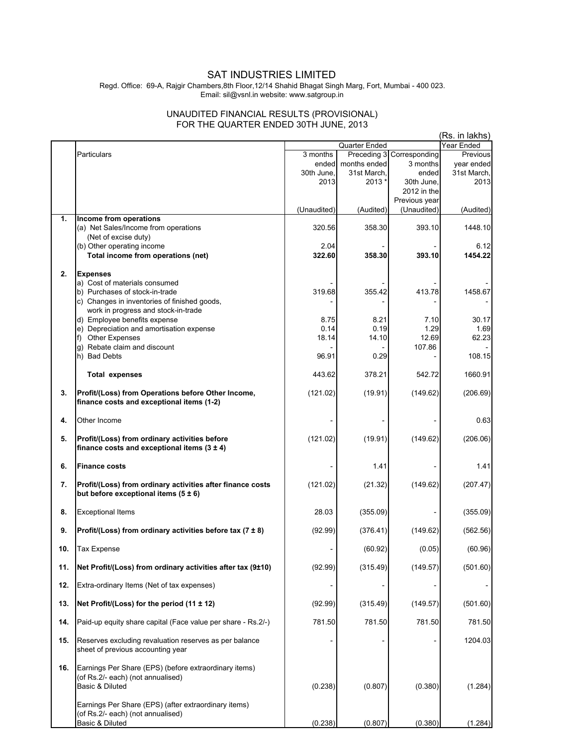# SAT INDUSTRIES LIMITED

Regd. Office: 69-A, Rajgir Chambers,8th Floor,12/14 Shahid Bhagat Singh Marg, Fort, Mumbai - 400 023.
Email: sil@vsnl.in website: www.satgroup.in

## UNAUDITED FINANCIAL RESULTS (PROVISIONAL) FOR THE QUARTER ENDED 30TH JUNE, 2013

(Rs. in lakhs)

| | Particulars | Quarter Ended | | | Year Ended |
|---|---|---|---|---|---|
| | | 3 months ended 30th June, 2013 | Preceding 3 months ended 31st March, 2013 * | Corresponding 3 months ended 30th June, 2012 in the Previous year | Previous year ended 31st March, 2013 |
| | | (Unaudited) | (Audited) | (Unaudited) | (Audited) |
| **1.** | **Income from operations** | | | | |
| | (a) Net Sales/Income from operations (Net of excise duty) | 320.56 | 358.30 | 393.10 | 1448.10 |
| | (b) Other operating income | 2.04 | - | - | 6.12 |
| | **Total income from operations (net)** | **322.60** | **358.30** | **393.10** | **1454.22** |
| **2.** | **Expenses** | | | | |
| | a) Cost of materials consumed | - | - | - | - |
| | b) Purchases of stock-in-trade | 319.68 | 355.42 | 413.78 | 1458.67 |
| | c) Changes in inventories of finished goods, work in progress and stock-in-trade | - | - | - | - |
| | d) Employee benefits expense | 8.75 | 8.21 | 7.10 | 30.17 |
| | e) Depreciation and amortisation expense | 0.14 | 0.19 | 1.29 | 1.69 |
| | f) Other Expenses | 18.14 | 14.10 | 12.69 | 62.23 |
| | g) Rebate claim and discount | - | - | 107.86 | - |
| | h) Bad Debts | 96.91 | 0.29 | - | 108.15 |
| | **Total expenses** | 443.62 | 378.21 | 542.72 | 1660.91 |
| **3.** | **Profit/(Loss) from Operations before Other Income, finance costs and exceptional items (1-2)** | (121.02) | (19.91) | (149.62) | (206.69) |
| **4.** | Other Income | - | - | - | 0.63 |
| **5.** | **Profit/(Loss) from ordinary activities before finance costs and exceptional items (3 ± 4)** | (121.02) | (19.91) | (149.62) | (206.06) |
| **6.** | **Finance costs** | - | 1.41 | - | 1.41 |
| **7.** | **Profit/(Loss) from ordinary activities after finance costs but before exceptional items (5 ± 6)** | (121.02) | (21.32) | (149.62) | (207.47) |
| **8.** | Exceptional Items | 28.03 | (355.09) | - | (355.09) |
| **9.** | **Profit/(Loss) from ordinary activities before tax (7 ± 8)** | (92.99) | (376.41) | (149.62) | (562.56) |
| **10.** | Tax Expense | - | (60.92) | (0.05) | (60.96) |
| **11.** | **Net Profit/(Loss) from ordinary activities after tax (9±10)** | (92.99) | (315.49) | (149.57) | (501.60) |
| **12.** | Extra-ordinary Items (Net of tax expenses) | - | - | - | - |
| **13.** | **Net Profit/(Loss) for the period (11 ± 12)** | (92.99) | (315.49) | (149.57) | (501.60) |
| **14.** | Paid-up equity share capital (Face value per share - Rs.2/-) | 781.50 | 781.50 | 781.50 | 781.50 |
| **15.** | Reserves excluding revaluation reserves as per balance sheet of previous accounting year | - | - | - | 1204.03 |
| **16.** | Earnings Per Share (EPS) (before extraordinary items) (of Rs.2/- each) (not annualised) Basic & Diluted | (0.238) | (0.807) | (0.380) | (1.284) |
| | Earnings Per Share (EPS) (after extraordinary items) (of Rs.2/- each) (not annualised) Basic & Diluted | (0.238) | (0.807) | (0.380) | (1.284) |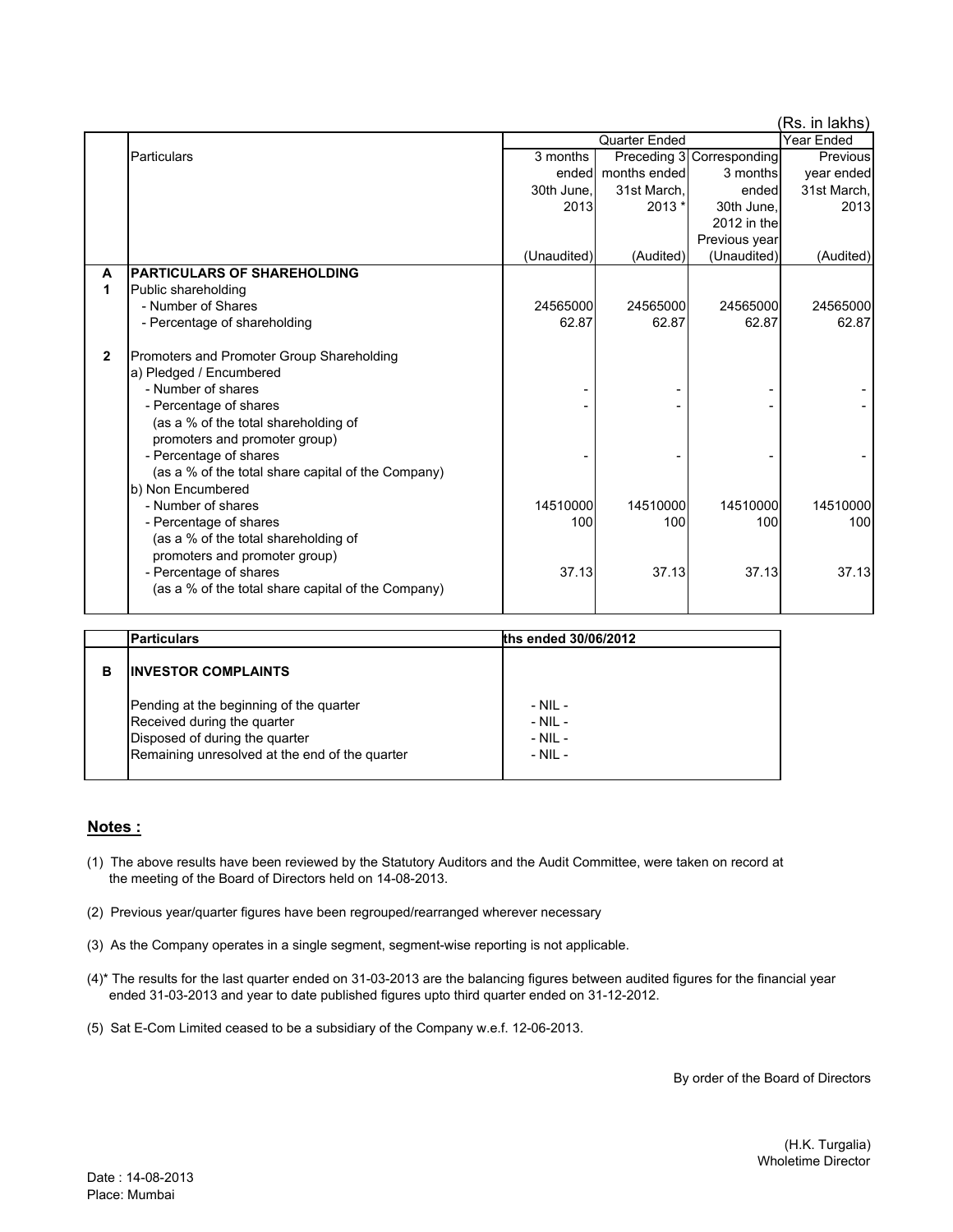(Rs. in lakhs)

| | Particulars | Quarter Ended | | | Year Ended |
|---|---|---|---|---|---|
| | | 3 months ended 30th June, 2013 | Preceding 3 months ended 31st March, 2013 * | Corresponding 3 months ended 30th June, 2012 in the Previous year | Previous year ended 31st March, 2013 |
| | | (Unaudited) | (Audited) | (Unaudited) | (Audited) |
| **A** | **PARTICULARS OF SHAREHOLDING** | | | | |
| **1** | Public shareholding | | | | |
| | - Number of Shares | 24565000 | 24565000 | 24565000 | 24565000 |
| | - Percentage of shareholding | 62.87 | 62.87 | 62.87 | 62.87 |
| **2** | Promoters and Promoter Group Shareholding | | | | |
| | a) Pledged / Encumbered | | | | |
| | - Number of shares | - | - | - | - |
| | - Percentage of shares (as a % of the total shareholding of promoters and promoter group) | - | - | - | - |
| | - Percentage of shares (as a % of the total share capital of the Company) | - | - | - | - |
| | b) Non Encumbered | | | | |
| | - Number of shares | 14510000 | 14510000 | 14510000 | 14510000 |
| | - Percentage of shares (as a % of the total shareholding of promoters and promoter group) | 100 | 100 | 100 | 100 |
| | - Percentage of shares (as a % of the total share capital of the Company) | 37.13 | 37.13 | 37.13 | 37.13 |

| | Particulars | ths ended 30/06/2012 |
|---|---|---|
| **B** | **INVESTOR COMPLAINTS** | |
| | Pending at the beginning of the quarter | - NIL - |
| | Received during the quarter | - NIL - |
| | Disposed of during the quarter | - NIL - |
| | Remaining unresolved at the end of the quarter | - NIL - |

## Notes :

(1) The above results have been reviewed by the Statutory Auditors and the Audit Committee, were taken on record at the meeting of the Board of Directors held on 14-08-2013.

(2) Previous year/quarter figures have been regrouped/rearranged wherever necessary

(3) As the Company operates in a single segment, segment-wise reporting is not applicable.

(4)* The results for the last quarter ended on 31-03-2013 are the balancing figures between audited figures for the financial year ended 31-03-2013 and year to date published figures upto third quarter ended on 31-12-2012.

(5) Sat E-Com Limited ceased to be a subsidiary of the Company w.e.f. 12-06-2013.

By order of the Board of Directors

(H.K. Turgalia)
Wholetime Director

Date : 14-08-2013
Place: Mumbai